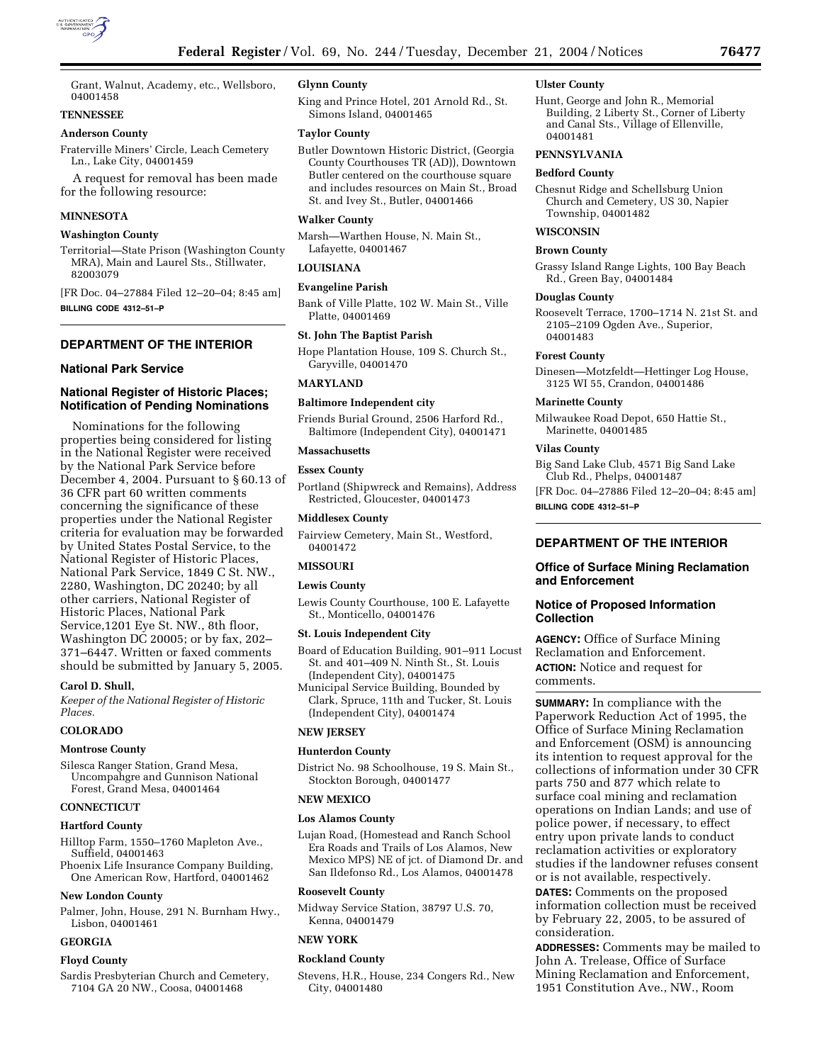Grant, Walnut, Academy, etc., Wellsboro, 04001458

**TENNESSEE**

**Anderson County**

Fraterville Miners' Circle, Leach Cemetery Ln., Lake City, 04001459

A request for removal has been made for the following resource:

**MINNESOTA**

**Washington County**

Territorial—State Prison (Washington County MRA), Main and Laurel Sts., Stillwater, 82003079

[FR Doc. 04–27884 Filed 12–20–04; 8:45 am]

**BILLING CODE 4312–51–P**

---

## DEPARTMENT OF THE INTERIOR

### National Park Service

### National Register of Historic Places; Notification of Pending Nominations

Nominations for the following properties being considered for listing in the National Register were received by the National Park Service before December 4, 2004. Pursuant to § 60.13 of 36 CFR part 60 written comments concerning the significance of these properties under the National Register criteria for evaluation may be forwarded by United States Postal Service, to the National Register of Historic Places, National Park Service, 1849 C St. NW., 2280, Washington, DC 20240; by all other carriers, National Register of Historic Places, National Park Service,1201 Eye St. NW., 8th floor, Washington DC 20005; or by fax, 202–371–6447. Written or faxed comments should be submitted by January 5, 2005.

**Carol D. Shull,**

*Keeper of the National Register of Historic Places.*

**COLORADO**

**Montrose County**

Silesca Ranger Station, Grand Mesa, Uncompahgre and Gunnison National Forest, Grand Mesa, 04001464

**CONNECTICUT**

**Hartford County**

Hilltop Farm, 1550–1760 Mapleton Ave., Suffield, 04001463

Phoenix Life Insurance Company Building, One American Row, Hartford, 04001462

**New London County**

Palmer, John, House, 291 N. Burnham Hwy., Lisbon, 04001461

**GEORGIA**

**Floyd County**

Sardis Presbyterian Church and Cemetery, 7104 GA 20 NW., Coosa, 04001468

**Glynn County**

King and Prince Hotel, 201 Arnold Rd., St. Simons Island, 04001465

**Taylor County**

Butler Downtown Historic District, (Georgia County Courthouses TR (AD)), Downtown Butler centered on the courthouse square and includes resources on Main St., Broad St. and Ivey St., Butler, 04001466

**Walker County**

Marsh—Warthen House, N. Main St., Lafayette, 04001467

**LOUISIANA**

**Evangeline Parish**

Bank of Ville Platte, 102 W. Main St., Ville Platte, 04001469

**St. John The Baptist Parish**

Hope Plantation House, 109 S. Church St., Garyville, 04001470

**MARYLAND**

**Baltimore Independent city**

Friends Burial Ground, 2506 Harford Rd., Baltimore (Independent City), 04001471

**Massachusetts**

**Essex County**

Portland (Shipwreck and Remains), Address Restricted, Gloucester, 04001473

**Middlesex County**

Fairview Cemetery, Main St., Westford, 04001472

**MISSOURI**

**Lewis County**

Lewis County Courthouse, 100 E. Lafayette St., Monticello, 04001476

**St. Louis Independent City**

Board of Education Building, 901–911 Locust St. and 401–409 N. Ninth St., St. Louis (Independent City), 04001475

Municipal Service Building, Bounded by Clark, Spruce, 11th and Tucker, St. Louis (Independent City), 04001474

**NEW JERSEY**

**Hunterdon County**

District No. 98 Schoolhouse, 19 S. Main St., Stockton Borough, 04001477

**NEW MEXICO**

**Los Alamos County**

Lujan Road, (Homestead and Ranch School Era Roads and Trails of Los Alamos, New Mexico MPS) NE of jct. of Diamond Dr. and San Ildefonso Rd., Los Alamos, 04001478

**Roosevelt County**

Midway Service Station, 38797 U.S. 70, Kenna, 04001479

**NEW YORK**

**Rockland County**

Stevens, H.R., House, 234 Congers Rd., New City, 04001480

**Ulster County**

Hunt, George and John R., Memorial Building, 2 Liberty St., Corner of Liberty and Canal Sts., Village of Ellenville, 04001481

**PENNSYLVANIA**

**Bedford County**

Chesnut Ridge and Schellsburg Union Church and Cemetery, US 30, Napier Township, 04001482

**WISCONSIN**

**Brown County**

Grassy Island Range Lights, 100 Bay Beach Rd., Green Bay, 04001484

**Douglas County**

Roosevelt Terrace, 1700–1714 N. 21st St. and 2105–2109 Ogden Ave., Superior, 04001483

**Forest County**

Dinesen—Motzfeldt—Hettinger Log House, 3125 WI 55, Crandon, 04001486

**Marinette County**

Milwaukee Road Depot, 650 Hattie St., Marinette, 04001485

**Vilas County**

Big Sand Lake Club, 4571 Big Sand Lake Club Rd., Phelps, 04001487

[FR Doc. 04–27886 Filed 12–20–04; 8:45 am]

**BILLING CODE 4312–51–P**

---

## DEPARTMENT OF THE INTERIOR

### Office of Surface Mining Reclamation and Enforcement

### Notice of Proposed Information Collection

**AGENCY:** Office of Surface Mining Reclamation and Enforcement.

**ACTION:** Notice and request for comments.

**SUMMARY:** In compliance with the Paperwork Reduction Act of 1995, the Office of Surface Mining Reclamation and Enforcement (OSM) is announcing its intention to request approval for the collections of information under 30 CFR parts 750 and 877 which relate to surface coal mining and reclamation operations on Indian Lands; and use of police power, if necessary, to effect entry upon private lands to conduct reclamation activities or exploratory studies if the landowner refuses consent or is not available, respectively.

**DATES:** Comments on the proposed information collection must be received by February 22, 2005, to be assured of consideration.

**ADDRESSES:** Comments may be mailed to John A. Trelease, Office of Surface Mining Reclamation and Enforcement, 1951 Constitution Ave., NW., Room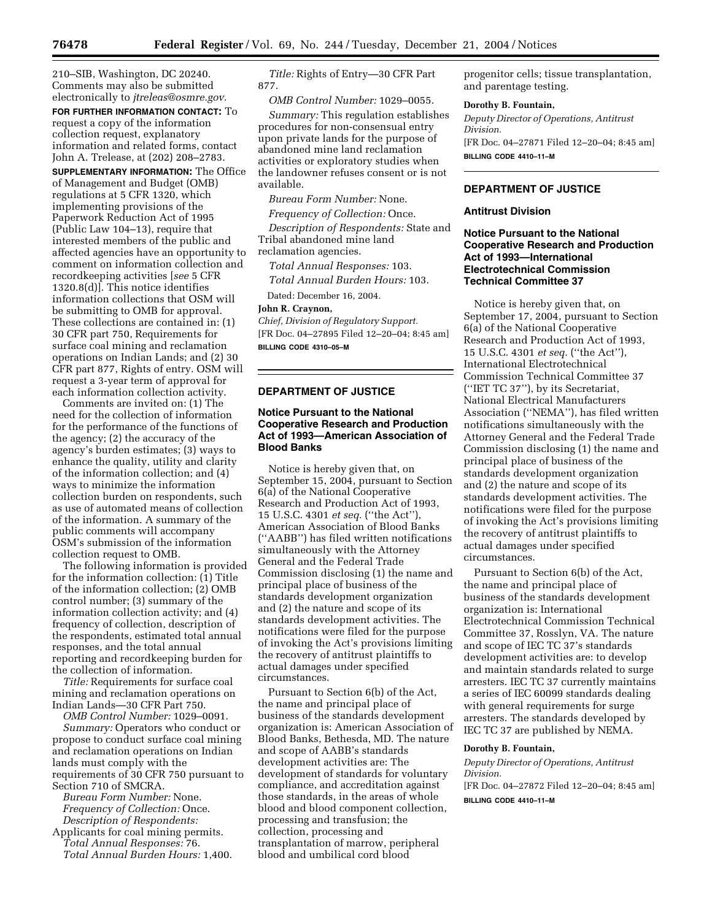210–SIB, Washington, DC 20240. Comments may also be submitted electronically to *jtreleas@osmre.gov.*

**FOR FURTHER INFORMATION CONTACT:** To request a copy of the information collection request, explanatory information and related forms, contact John A. Trelease, at (202) 208–2783.

**SUPPLEMENTARY INFORMATION:** The Office of Management and Budget (OMB) regulations at 5 CFR 1320, which implementing provisions of the Paperwork Reduction Act of 1995 (Public Law 104–13), require that interested members of the public and affected agencies have an opportunity to comment on information collection and recordkeeping activities [*see* 5 CFR 1320.8(d)]. This notice identifies information collections that OSM will be submitting to OMB for approval. These collections are contained in: (1) 30 CFR part 750, Requirements for surface coal mining and reclamation operations on Indian Lands; and (2) 30 CFR part 877, Rights of entry. OSM will request a 3-year term of approval for each information collection activity.

Comments are invited on: (1) The need for the collection of information for the performance of the functions of the agency; (2) the accuracy of the agency's burden estimates; (3) ways to enhance the quality, utility and clarity of the information collection; and (4) ways to minimize the information collection burden on respondents, such as use of automated means of collection of the information. A summary of the public comments will accompany OSM's submission of the information collection request to OMB.

The following information is provided for the information collection: (1) Title of the information collection; (2) OMB control number; (3) summary of the information collection activity; and (4) frequency of collection, description of the respondents, estimated total annual responses, and the total annual reporting and recordkeeping burden for the collection of information.

*Title:* Requirements for surface coal mining and reclamation operations on Indian Lands—30 CFR Part 750.

*OMB Control Number:* 1029–0091.

*Summary:* Operators who conduct or propose to conduct surface coal mining and reclamation operations on Indian lands must comply with the requirements of 30 CFR 750 pursuant to Section 710 of SMCRA.

*Bureau Form Number:* None.

*Frequency of Collection:* Once.

*Description of Respondents:* Applicants for coal mining permits.

*Total Annual Responses:* 76.

*Total Annual Burden Hours:* 1,400.

*Title:* Rights of Entry—30 CFR Part 877.

*OMB Control Number:* 1029–0055.

*Summary:* This regulation establishes procedures for non-consensual entry upon private lands for the purpose of abandoned mine land reclamation activities or exploratory studies when the landowner refuses consent or is not available.

*Bureau Form Number:* None.

*Frequency of Collection:* Once.

*Description of Respondents:* State and Tribal abandoned mine land reclamation agencies.

*Total Annual Responses:* 103.

*Total Annual Burden Hours:* 103.

Dated: December 16, 2004.

**John R. Craynon,**

*Chief, Division of Regulatory Support.*

[FR Doc. 04–27895 Filed 12–20–04; 8:45 am]

**BILLING CODE 4310–05–M**

## DEPARTMENT OF JUSTICE

### Notice Pursuant to the National Cooperative Research and Production Act of 1993—American Association of Blood Banks

Notice is hereby given that, on September 15, 2004, pursuant to Section 6(a) of the National Cooperative Research and Production Act of 1993, 15 U.S.C. 4301 *et seq.* (''the Act''), American Association of Blood Banks (''AABB'') has filed written notifications simultaneously with the Attorney General and the Federal Trade Commission disclosing (1) the name and principal place of business of the standards development organization and (2) the nature and scope of its standards development activities. The notifications were filed for the purpose of invoking the Act's provisions limiting the recovery of antitrust plaintiffs to actual damages under specified circumstances.

Pursuant to Section 6(b) of the Act, the name and principal place of business of the standards development organization is: American Association of Blood Banks, Bethesda, MD. The nature and scope of AABB's standards development activities are: The development of standards for voluntary compliance, and accreditation against those standards, in the areas of whole blood and blood component collection, processing and transfusion; the collection, processing and transplantation of marrow, peripheral blood and umbilical cord blood progenitor cells; tissue transplantation, and parentage testing.

**Dorothy B. Fountain,**

*Deputy Director of Operations, Antitrust Division.*

[FR Doc. 04–27871 Filed 12–20–04; 8:45 am]

**BILLING CODE 4410–11–M**

## DEPARTMENT OF JUSTICE

### Antitrust Division

### Notice Pursuant to the National Cooperative Research and Production Act of 1993—International Electrotechnical Commission Technical Committee 37

Notice is hereby given that, on September 17, 2004, pursuant to Section 6(a) of the National Cooperative Research and Production Act of 1993, 15 U.S.C. 4301 *et seq.* (''the Act''), International Electrotechnical Commission Technical Committee 37 (''IET TC 37''), by its Secretariat, National Electrical Manufacturers Association (''NEMA''), has filed written notifications simultaneously with the Attorney General and the Federal Trade Commission disclosing (1) the name and principal place of business of the standards development organization and (2) the nature and scope of its standards development activities. The notifications were filed for the purpose of invoking the Act's provisions limiting the recovery of antitrust plaintiffs to actual damages under specified circumstances.

Pursuant to Section 6(b) of the Act, the name and principal place of business of the standards development organization is: International Electrotechnical Commission Technical Committee 37, Rosslyn, VA. The nature and scope of IEC TC 37's standards development activities are: to develop and maintain standards related to surge arresters. IEC TC 37 currently maintains a series of IEC 60099 standards dealing with general requirements for surge arresters. The standards developed by IEC TC 37 are published by NEMA.

**Dorothy B. Fountain,**

*Deputy Director of Operations, Antitrust Division.*

[FR Doc. 04–27872 Filed 12–20–04; 8:45 am]

**BILLING CODE 4410–11–M**